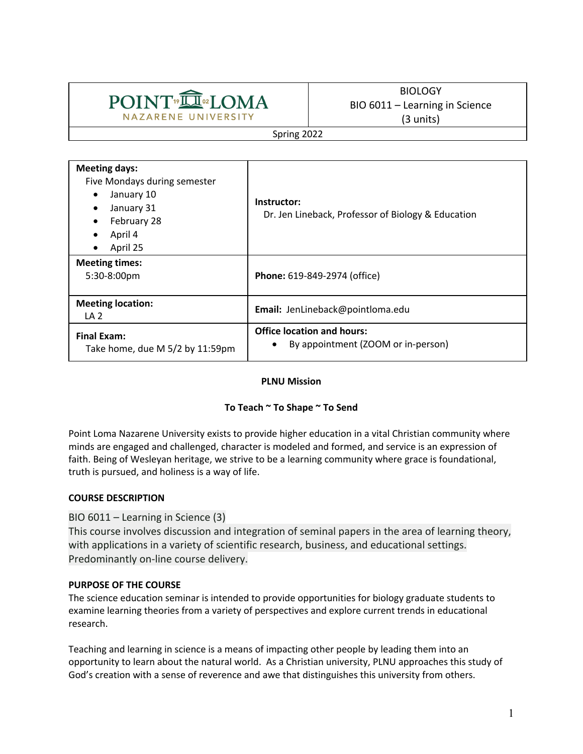| POINT LOMA NAZARENE UNIVERSITY | BIOLOGY<br>BIO 6011 – Learning in Science<br>(3 units) |
|---|---|
| Spring 2022 | |

| **Meeting days:**<br>Five Mondays during semester<br>• January 10<br>• January 31<br>• February 28<br>• April 4<br>• April 25 | **Instructor:**<br>Dr. Jen Lineback, Professor of Biology & Education |
|---|---|
| **Meeting times:**<br>5:30-8:00pm | **Phone:** 619-849-2974 (office) |
| **Meeting location:**<br>LA 2 | **Email:** JenLineback@pointloma.edu |
| **Final Exam:**<br>Take home, due M 5/2 by 11:59pm | **Office location and hours:**<br>• By appointment (ZOOM or in-person) |

**PLNU Mission**

**To Teach ~ To Shape ~ To Send**

Point Loma Nazarene University exists to provide higher education in a vital Christian community where minds are engaged and challenged, character is modeled and formed, and service is an expression of faith. Being of Wesleyan heritage, we strive to be a learning community where grace is foundational, truth is pursued, and holiness is a way of life.

## COURSE DESCRIPTION

BIO 6011 – Learning in Science (3)
This course involves discussion and integration of seminal papers in the area of learning theory, with applications in a variety of scientific research, business, and educational settings. Predominantly on-line course delivery.

## PURPOSE OF THE COURSE

The science education seminar is intended to provide opportunities for biology graduate students to examine learning theories from a variety of perspectives and explore current trends in educational research.

Teaching and learning in science is a means of impacting other people by leading them into an opportunity to learn about the natural world. As a Christian university, PLNU approaches this study of God's creation with a sense of reverence and awe that distinguishes this university from others.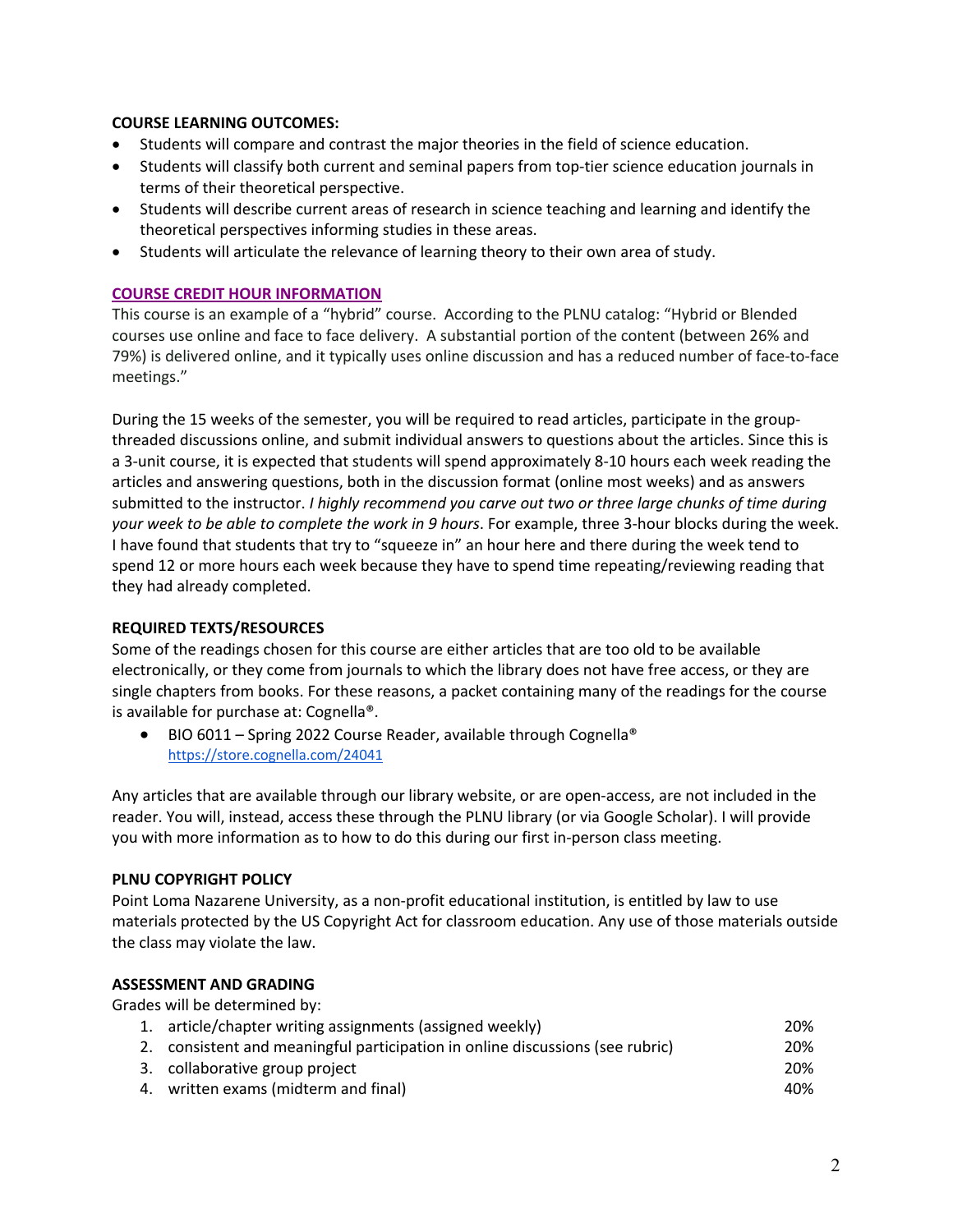**COURSE LEARNING OUTCOMES:**

- Students will compare and contrast the major theories in the field of science education.
- Students will classify both current and seminal papers from top-tier science education journals in terms of their theoretical perspective.
- Students will describe current areas of research in science teaching and learning and identify the theoretical perspectives informing studies in these areas.
- Students will articulate the relevance of learning theory to their own area of study.

**COURSE CREDIT HOUR INFORMATION**

This course is an example of a "hybrid" course. According to the PLNU catalog: "Hybrid or Blended courses use online and face to face delivery. A substantial portion of the content (between 26% and 79%) is delivered online, and it typically uses online discussion and has a reduced number of face-to-face meetings."

During the 15 weeks of the semester, you will be required to read articles, participate in the group-threaded discussions online, and submit individual answers to questions about the articles. Since this is a 3-unit course, it is expected that students will spend approximately 8-10 hours each week reading the articles and answering questions, both in the discussion format (online most weeks) and as answers submitted to the instructor. *I highly recommend you carve out two or three large chunks of time during your week to be able to complete the work in 9 hours*. For example, three 3-hour blocks during the week. I have found that students that try to "squeeze in" an hour here and there during the week tend to spend 12 or more hours each week because they have to spend time repeating/reviewing reading that they had already completed.

**REQUIRED TEXTS/RESOURCES**

Some of the readings chosen for this course are either articles that are too old to be available electronically, or they come from journals to which the library does not have free access, or they are single chapters from books. For these reasons, a packet containing many of the readings for the course is available for purchase at: Cognella®.

- BIO 6011 – Spring 2022 Course Reader, available through Cognella® https://store.cognella.com/24041

Any articles that are available through our library website, or are open-access, are not included in the reader. You will, instead, access these through the PLNU library (or via Google Scholar). I will provide you with more information as to how to do this during our first in-person class meeting.

**PLNU COPYRIGHT POLICY**

Point Loma Nazarene University, as a non-profit educational institution, is entitled by law to use materials protected by the US Copyright Act for classroom education. Any use of those materials outside the class may violate the law.

**ASSESSMENT AND GRADING**

Grades will be determined by:

1. article/chapter writing assignments (assigned weekly) 20%
2. consistent and meaningful participation in online discussions (see rubric) 20%
3. collaborative group project 20%
4. written exams (midterm and final) 40%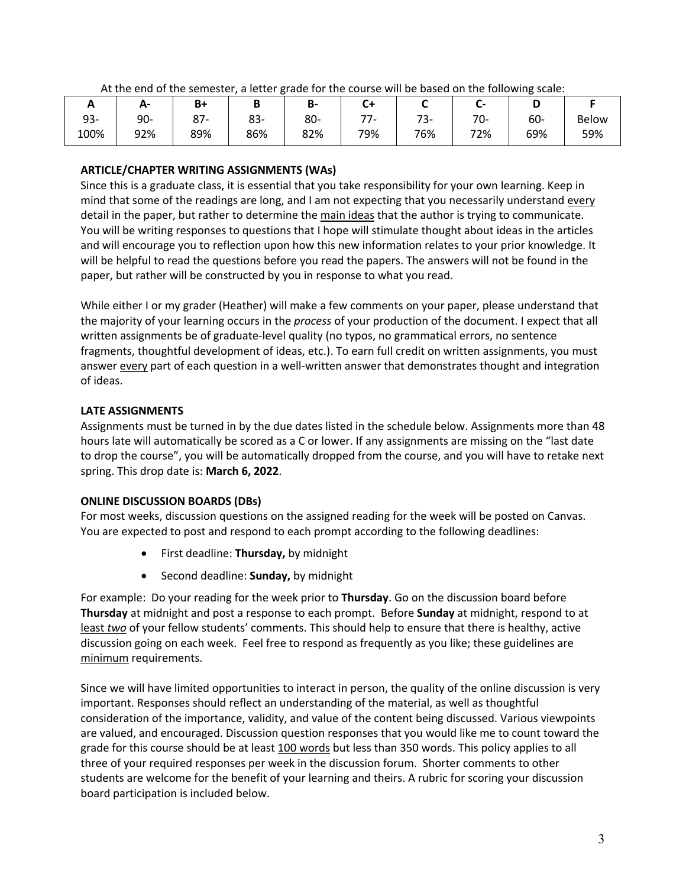At the end of the semester, a letter grade for the course will be based on the following scale:

| A | A- | B+ | B | B- | C+ | C | C- | D | F |
|---|---|---|---|---|---|---|---|---|---|
| 93-100% | 90-92% | 87-89% | 83-86% | 80-82% | 77-79% | 73-76% | 70-72% | 60-69% | Below 59% |

**ARTICLE/CHAPTER WRITING ASSIGNMENTS (WAs)**

Since this is a graduate class, it is essential that you take responsibility for your own learning. Keep in mind that some of the readings are long, and I am not expecting that you necessarily understand every detail in the paper, but rather to determine the main ideas that the author is trying to communicate. You will be writing responses to questions that I hope will stimulate thought about ideas in the articles and will encourage you to reflection upon how this new information relates to your prior knowledge. It will be helpful to read the questions before you read the papers. The answers will not be found in the paper, but rather will be constructed by you in response to what you read.

While either I or my grader (Heather) will make a few comments on your paper, please understand that the majority of your learning occurs in the *process* of your production of the document. I expect that all written assignments be of graduate-level quality (no typos, no grammatical errors, no sentence fragments, thoughtful development of ideas, etc.). To earn full credit on written assignments, you must answer every part of each question in a well-written answer that demonstrates thought and integration of ideas.

**LATE ASSIGNMENTS**

Assignments must be turned in by the due dates listed in the schedule below. Assignments more than 48 hours late will automatically be scored as a C or lower. If any assignments are missing on the "last date to drop the course", you will be automatically dropped from the course, and you will have to retake next spring. This drop date is: **March 6, 2022**.

**ONLINE DISCUSSION BOARDS (DBs)**

For most weeks, discussion questions on the assigned reading for the week will be posted on Canvas. You are expected to post and respond to each prompt according to the following deadlines:

- First deadline: **Thursday,** by midnight
- Second deadline: **Sunday,** by midnight

For example: Do your reading for the week prior to **Thursday**. Go on the discussion board before **Thursday** at midnight and post a response to each prompt. Before **Sunday** at midnight, respond to at least *two* of your fellow students' comments. This should help to ensure that there is healthy, active discussion going on each week. Feel free to respond as frequently as you like; these guidelines are minimum requirements.

Since we will have limited opportunities to interact in person, the quality of the online discussion is very important. Responses should reflect an understanding of the material, as well as thoughtful consideration of the importance, validity, and value of the content being discussed. Various viewpoints are valued, and encouraged. Discussion question responses that you would like me to count toward the grade for this course should be at least 100 words but less than 350 words. This policy applies to all three of your required responses per week in the discussion forum. Shorter comments to other students are welcome for the benefit of your learning and theirs. A rubric for scoring your discussion board participation is included below.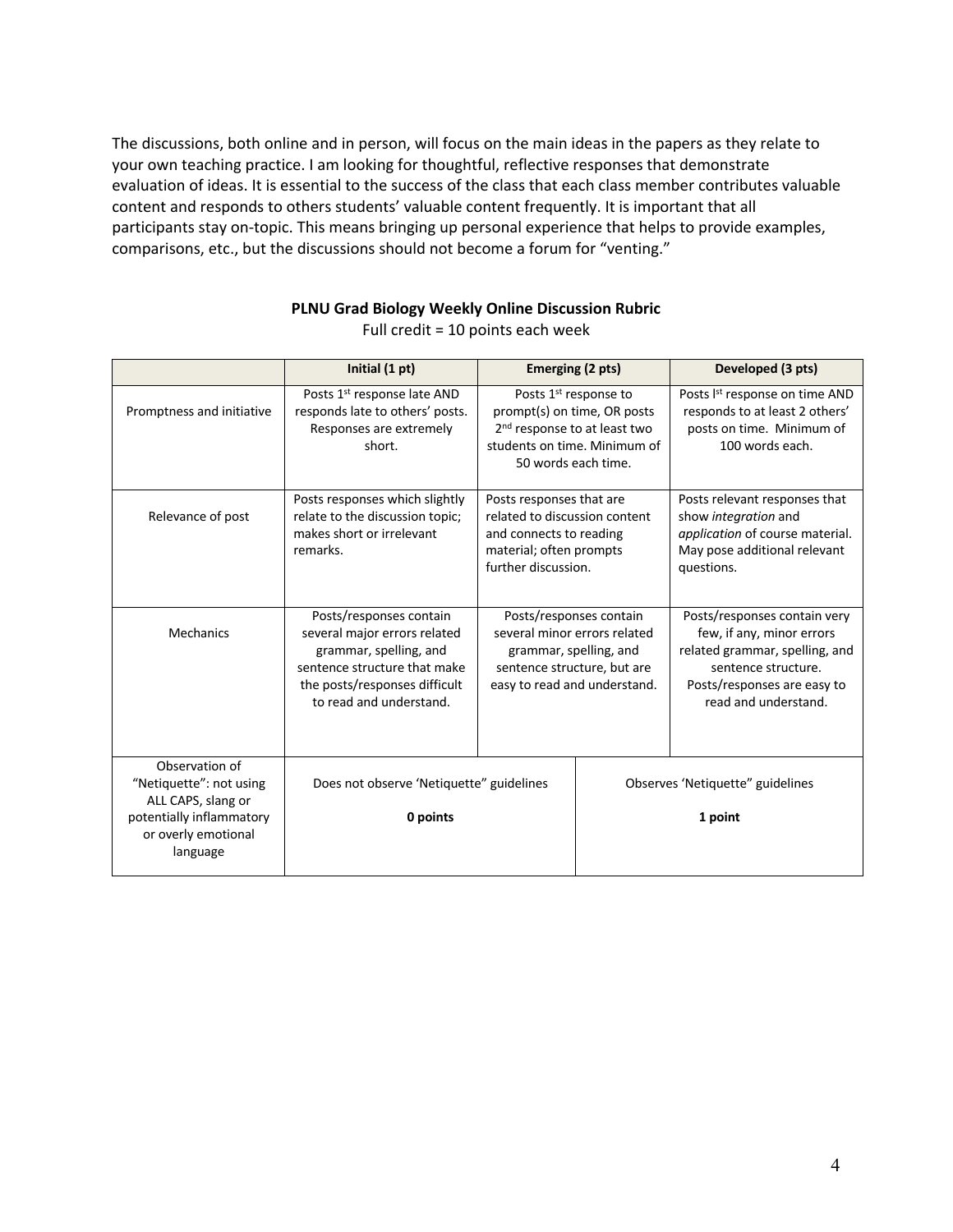The discussions, both online and in person, will focus on the main ideas in the papers as they relate to your own teaching practice. I am looking for thoughtful, reflective responses that demonstrate evaluation of ideas. It is essential to the success of the class that each class member contributes valuable content and responds to others students' valuable content frequently. It is important that all participants stay on-topic. This means bringing up personal experience that helps to provide examples, comparisons, etc., but the discussions should not become a forum for "venting."

**PLNU Grad Biology Weekly Online Discussion Rubric**

Full credit = 10 points each week

| | Initial (1 pt) | Emerging (2 pts) | Developed (3 pts) |
|---|---|---|---|
| Promptness and initiative | Posts 1st response late AND responds late to others' posts. Responses are extremely short. | Posts 1st response to prompt(s) on time, OR posts 2nd response to at least two students on time. Minimum of 50 words each time. | Posts 1st response on time AND responds to at least 2 others' posts on time. Minimum of 100 words each. |
| Relevance of post | Posts responses which slightly relate to the discussion topic; makes short or irrelevant remarks. | Posts responses that are related to discussion content and connects to reading material; often prompts further discussion. | Posts relevant responses that show *integration* and *application* of course material. May pose additional relevant questions. |
| Mechanics | Posts/responses contain several major errors related grammar, spelling, and sentence structure that make the posts/responses difficult to read and understand. | Posts/responses contain several minor errors related grammar, spelling, and sentence structure, but are easy to read and understand. | Posts/responses contain very few, if any, minor errors related grammar, spelling, and sentence structure. Posts/responses are easy to read and understand. |
| Observation of "Netiquette": not using ALL CAPS, slang or potentially inflammatory or overly emotional language | Does not observe 'Netiquette" guidelines **0 points** | | Observes 'Netiquette" guidelines **1 point** |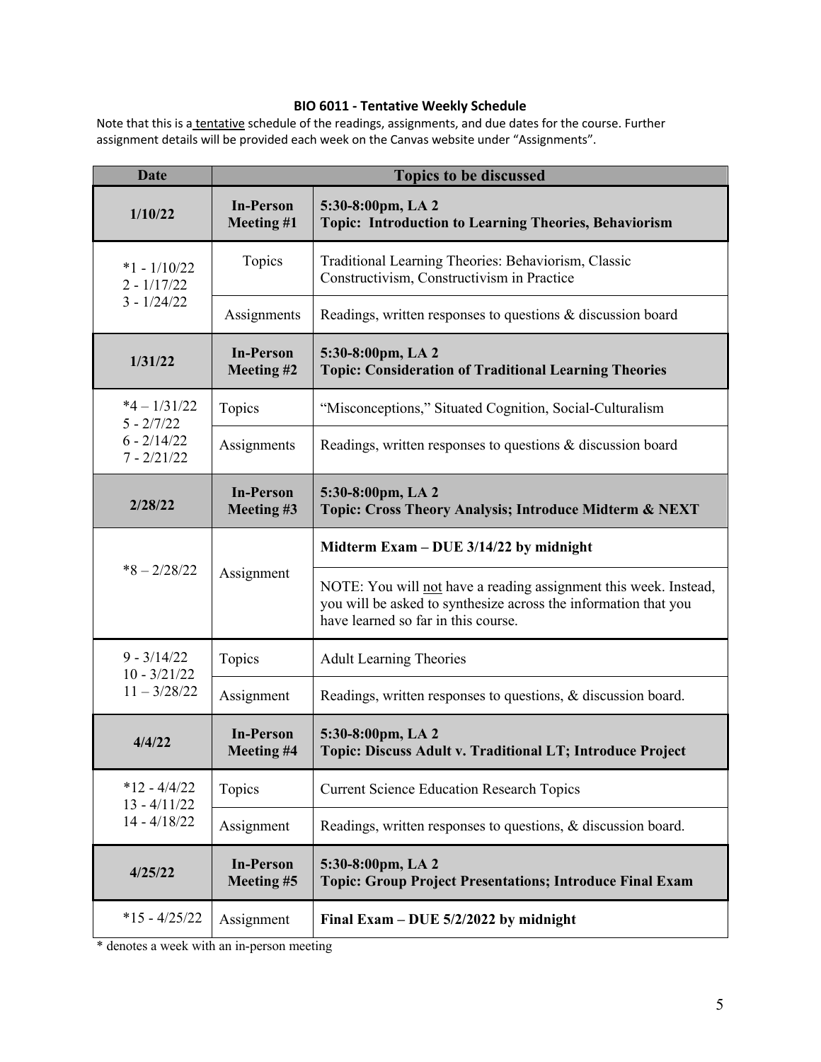### BIO 6011 - Tentative Weekly Schedule

Note that this is a tentative schedule of the readings, assignments, and due dates for the course. Further assignment details will be provided each week on the Canvas website under "Assignments".

| Date | Topics to be discussed | |
|---|---|---|
| **1/10/22** | **In-Person Meeting #1** | **5:30-8:00pm, LA 2<br>Topic: Introduction to Learning Theories, Behaviorism** |
| *1 - 1/10/22<br>2 - 1/17/22<br>3 - 1/24/22 | Topics | Traditional Learning Theories: Behaviorism, Classic Constructivism, Constructivism in Practice |
| | Assignments | Readings, written responses to questions & discussion board |
| **1/31/22** | **In-Person Meeting #2** | **5:30-8:00pm, LA 2<br>Topic: Consideration of Traditional Learning Theories** |
| *4 – 1/31/22<br>5 - 2/7/22<br>6 - 2/14/22<br>7 - 2/21/22 | Topics | "Misconceptions," Situated Cognition, Social-Culturalism |
| | Assignments | Readings, written responses to questions & discussion board |
| **2/28/22** | **In-Person Meeting #3** | **5:30-8:00pm, LA 2<br>Topic: Cross Theory Analysis; Introduce Midterm & NEXT** |
| *8 – 2/28/22 | Assignment | **Midterm Exam – DUE 3/14/22 by midnight** |
| | | NOTE: You will not have a reading assignment this week. Instead, you will be asked to synthesize across the information that you have learned so far in this course. |
| 9 - 3/14/22<br>10 - 3/21/22<br>11 – 3/28/22 | Topics | Adult Learning Theories |
| | Assignment | Readings, written responses to questions, & discussion board. |
| **4/4/22** | **In-Person Meeting #4** | **5:30-8:00pm, LA 2<br>Topic: Discuss Adult v. Traditional LT; Introduce Project** |
| *12 - 4/4/22<br>13 - 4/11/22<br>14 - 4/18/22 | Topics | Current Science Education Research Topics |
| | Assignment | Readings, written responses to questions, & discussion board. |
| **4/25/22** | **In-Person Meeting #5** | **5:30-8:00pm, LA 2<br>Topic: Group Project Presentations; Introduce Final Exam** |
| *15 - 4/25/22 | Assignment | **Final Exam – DUE 5/2/2022 by midnight** |

* denotes a week with an in-person meeting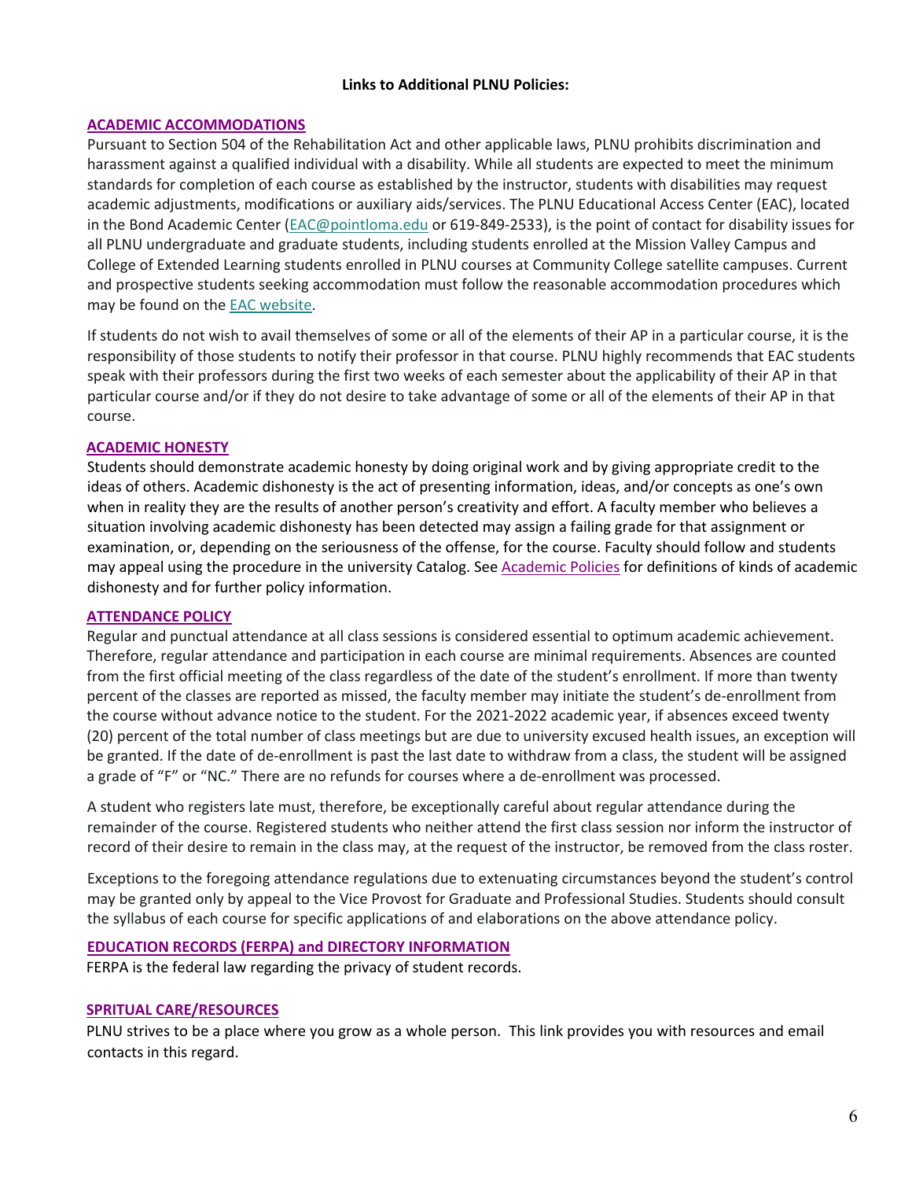**Links to Additional PLNU Policies:**

### ACADEMIC ACCOMMODATIONS

Pursuant to Section 504 of the Rehabilitation Act and other applicable laws, PLNU prohibits discrimination and harassment against a qualified individual with a disability. While all students are expected to meet the minimum standards for completion of each course as established by the instructor, students with disabilities may request academic adjustments, modifications or auxiliary aids/services. The PLNU Educational Access Center (EAC), located in the Bond Academic Center (EAC@pointloma.edu or 619-849-2533), is the point of contact for disability issues for all PLNU undergraduate and graduate students, including students enrolled at the Mission Valley Campus and College of Extended Learning students enrolled in PLNU courses at Community College satellite campuses. Current and prospective students seeking accommodation must follow the reasonable accommodation procedures which may be found on the EAC website.

If students do not wish to avail themselves of some or all of the elements of their AP in a particular course, it is the responsibility of those students to notify their professor in that course. PLNU highly recommends that EAC students speak with their professors during the first two weeks of each semester about the applicability of their AP in that particular course and/or if they do not desire to take advantage of some or all of the elements of their AP in that course.

### ACADEMIC HONESTY

Students should demonstrate academic honesty by doing original work and by giving appropriate credit to the ideas of others. Academic dishonesty is the act of presenting information, ideas, and/or concepts as one's own when in reality they are the results of another person's creativity and effort. A faculty member who believes a situation involving academic dishonesty has been detected may assign a failing grade for that assignment or examination, or, depending on the seriousness of the offense, for the course. Faculty should follow and students may appeal using the procedure in the university Catalog. See Academic Policies for definitions of kinds of academic dishonesty and for further policy information.

### ATTENDANCE POLICY

Regular and punctual attendance at all class sessions is considered essential to optimum academic achievement. Therefore, regular attendance and participation in each course are minimal requirements. Absences are counted from the first official meeting of the class regardless of the date of the student's enrollment. If more than twenty percent of the classes are reported as missed, the faculty member may initiate the student's de-enrollment from the course without advance notice to the student. For the 2021-2022 academic year, if absences exceed twenty (20) percent of the total number of class meetings but are due to university excused health issues, an exception will be granted. If the date of de-enrollment is past the last date to withdraw from a class, the student will be assigned a grade of "F" or "NC." There are no refunds for courses where a de-enrollment was processed.

A student who registers late must, therefore, be exceptionally careful about regular attendance during the remainder of the course. Registered students who neither attend the first class session nor inform the instructor of record of their desire to remain in the class may, at the request of the instructor, be removed from the class roster.

Exceptions to the foregoing attendance regulations due to extenuating circumstances beyond the student's control may be granted only by appeal to the Vice Provost for Graduate and Professional Studies. Students should consult the syllabus of each course for specific applications of and elaborations on the above attendance policy.

### EDUCATION RECORDS (FERPA) and DIRECTORY INFORMATION

FERPA is the federal law regarding the privacy of student records.

### SPRITUAL CARE/RESOURCES

PLNU strives to be a place where you grow as a whole person. This link provides you with resources and email contacts in this regard.